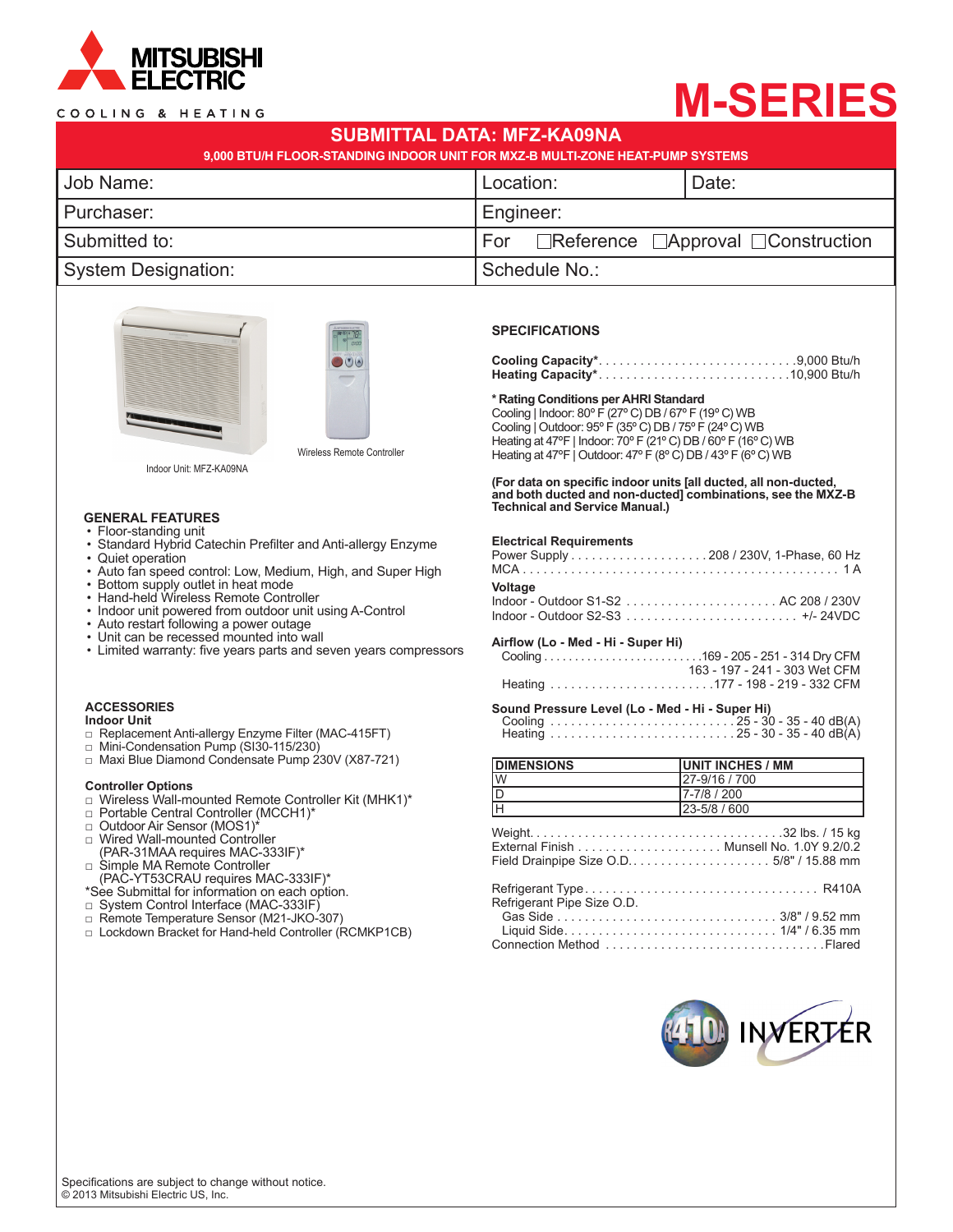MITSUBISHI ELECTRIC

COOLING & HEATING

# M-SERIES

## SUBMITTAL DATA: MFZ-KA09NA

**9,000 BTU/H FLOOR-STANDING INDOOR UNIT FOR MXZ-B MULTI-ZONE HEAT-PUMP SYSTEMS**

| Job Name: | Location: | Date: |
|---|---|---|
| Purchaser: | Engineer: | |
| Submitted to: | For ☐Reference ☐Approval ☐Construction | |
| System Designation: | Schedule No.: | |

Indoor Unit: MFZ-KA09NA

Wireless Remote Controller

### GENERAL FEATURES

- Floor-standing unit
- Standard Hybrid Catechin Prefilter and Anti-allergy Enzyme
- Quiet operation
- Auto fan speed control: Low, Medium, High, and Super High
- Bottom supply outlet in heat mode
- Hand-held Wireless Remote Controller
- Indoor unit powered from outdoor unit using A-Control
- Auto restart following a power outage
- Unit can be recessed mounted into wall
- Limited warranty: five years parts and seven years compressors

### ACCESSORIES

**Indoor Unit**

- ☐ Replacement Anti-allergy Enzyme Filter (MAC-415FT)
- ☐ Mini-Condensation Pump (SI30-115/230)
- ☐ Maxi Blue Diamond Condensate Pump 230V (X87-721)

**Controller Options**

- ☐ Wireless Wall-mounted Remote Controller Kit (MHK1)*
- ☐ Portable Central Controller (MCCH1)*
- ☐ Outdoor Air Sensor (MOS1)*
- ☐ Wired Wall-mounted Controller (PAR-31MAA requires MAC-333IF)*
- ☐ Simple MA Remote Controller (PAC-YT53CRAU requires MAC-333IF)*

*See Submittal for information on each option.

- ☐ System Control Interface (MAC-333IF)
- ☐ Remote Temperature Sensor (M21-JKO-307)
- ☐ Lockdown Bracket for Hand-held Controller (RCMKP1CB)

### SPECIFICATIONS

**Cooling Capacity*** .......... 9,000 Btu/h
**Heating Capacity*** .......... 10,900 Btu/h

**\* Rating Conditions per AHRI Standard**
Cooling | Indoor: 80° F (27° C) DB / 67° F (19° C) WB
Cooling | Outdoor: 95° F (35° C) DB / 75° F (24° C) WB
Heating at 47°F | Indoor: 70° F (21° C) DB / 60° F (16° C) WB
Heating at 47°F | Outdoor: 47° F (8° C) DB / 43° F (6° C) WB

**(For data on specific indoor units [all ducted, all non-ducted, and both ducted and non-ducted] combinations, see the MXZ-B Technical and Service Manual.)**

**Electrical Requirements**
Power Supply .......... 208 / 230V, 1-Phase, 60 Hz
MCA .......... 1 A

**Voltage**
Indoor - Outdoor S1-S2 .......... AC 208 / 230V
Indoor - Outdoor S2-S3 .......... +/- 24VDC

**Airflow (Lo - Med - Hi - Super Hi)**
Cooling .......... 169 - 205 - 251 - 314 Dry CFM
163 - 197 - 241 - 303 Wet CFM
Heating .......... 177 - 198 - 219 - 332 CFM

**Sound Pressure Level (Lo - Med - Hi - Super Hi)**
Cooling .......... 25 - 30 - 35 - 40 dB(A)
Heating .......... 25 - 30 - 35 - 40 dB(A)

| DIMENSIONS | UNIT INCHES / MM |
|---|---|
| W | 27-9/16 / 700 |
| D | 7-7/8 / 200 |
| H | 23-5/8 / 600 |

Weight .......... 32 lbs. / 15 kg
External Finish .......... Munsell No. 1.0Y 9.2/0.2
Field Drainpipe Size O.D. .......... 5/8" / 15.88 mm

Refrigerant Type .......... R410A
Refrigerant Pipe Size O.D.
Gas Side .......... 3/8" / 9.52 mm
Liquid Side .......... 1/4" / 6.35 mm
Connection Method .......... Flared

R410A INVERTER

Specifications are subject to change without notice.
© 2013 Mitsubishi Electric US, Inc.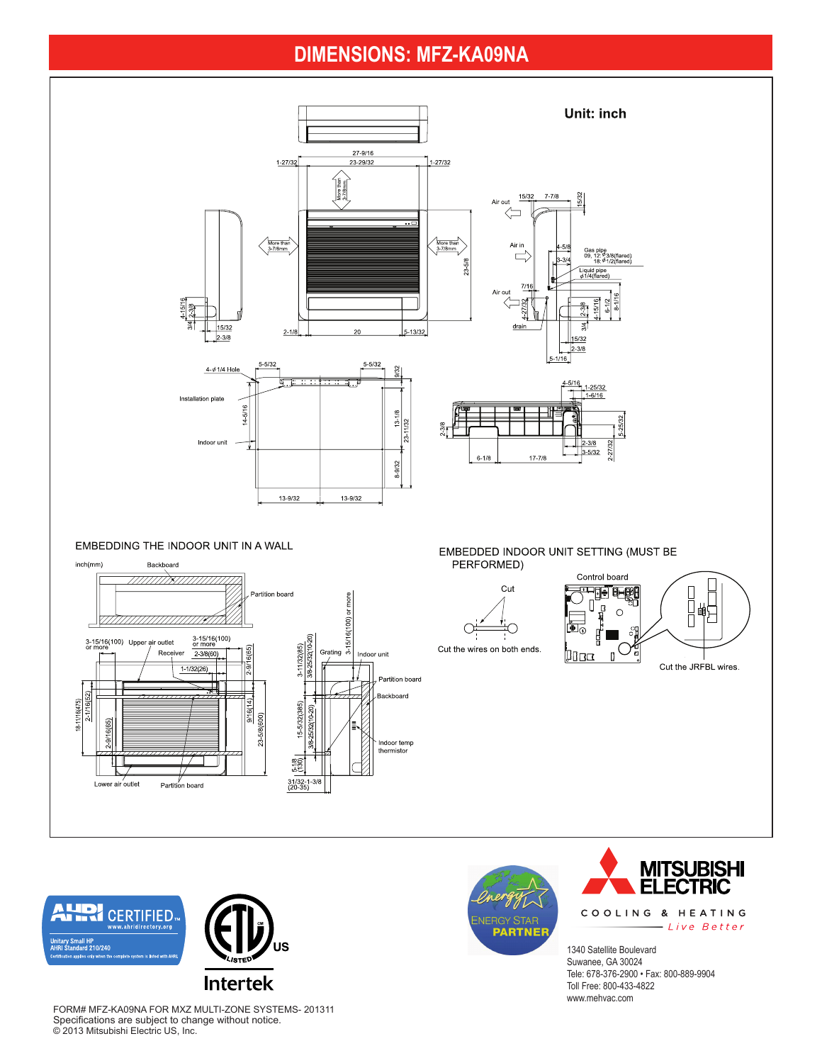# DIMENSIONS: MFZ-KA09NA

Unit: inch

27-9/16
1-27/32
23-29/32
1-27/32
More than 3-7/8mm
More than 3-7/8mm
More than 3-7/8mm
23-5/8
4-15/16
2-3/8
3/4
15/32
2-3/8
2-1/8
20
5-13/32

Air out
15/32
7-7/8
15/32
Air in
4-5/8
3-3/4
Gas pipe
09, 12: ϕ3/8(flared)
18: ϕ1/2(flared)
Liquid pipe
ϕ1/4(flared)
Air out
7/16
4-27/32
drain
2-3/8
4-15/16
6-1/2
8-1/16
3/4
15/32
2-3/8
5-1/16

4-ϕ1/4 Hole
5-5/32
5-5/32
9/32
Installation plate
14-5/16
13-1/8
23-11/32
Indoor unit
8-9/32
13-9/32
13-9/32

4-5/16
1-25/32
1-6/16
2-3/8
5-25/32
6-1/8
17-7/8
2-3/8
3-5/32
2-27/32

## EMBEDDING THE INDOOR UNIT IN A WALL

inch(mm)
Backboard
Partition board
3-15/16(100) or more
Upper air outlet
3-15/16(100) or more
Receiver
2-3/8(60)
1-1/32(26)
2-9/16(65)
18-11/16(475)
2-1/16(52)
2-9/16(65)
9/16(14)
23-5/8(600)
Lower air outlet
Partition board

3-15/16(100) or more
3-11/32(85)
3/8-25/32(10-20)
Grating
Indoor unit
Partition board
Backboard
15-5/32(385)
3/8-25/32(10-20)
Indoor temp thermistor
5-1/8 (130)
31/32-1-3/8 (20-35)

## EMBEDDED INDOOR UNIT SETTING (MUST BE PERFORMED)

Cut
Cut the wires on both ends.
Control board
Cut the JRFBL wires.

AHRI CERTIFIED™ www.ahridirectory.org
Unitary Small HP
AHRI Standard 210/240
Certification applies only when the complete system is listed with AHRI

Intertek

ENERGY STAR PARTNER

MITSUBISHI ELECTRIC
COOLING & HEATING
Live Better

1340 Satellite Boulevard
Suwanee, GA 30024
Tele: 678-376-2900 • Fax: 800-889-9904
Toll Free: 800-433-4822
www.mehvac.com

FORM# MFZ-KA09NA FOR MXZ MULTI-ZONE SYSTEMS- 201311
Specifications are subject to change without notice.
© 2013 Mitsubishi Electric US, Inc.